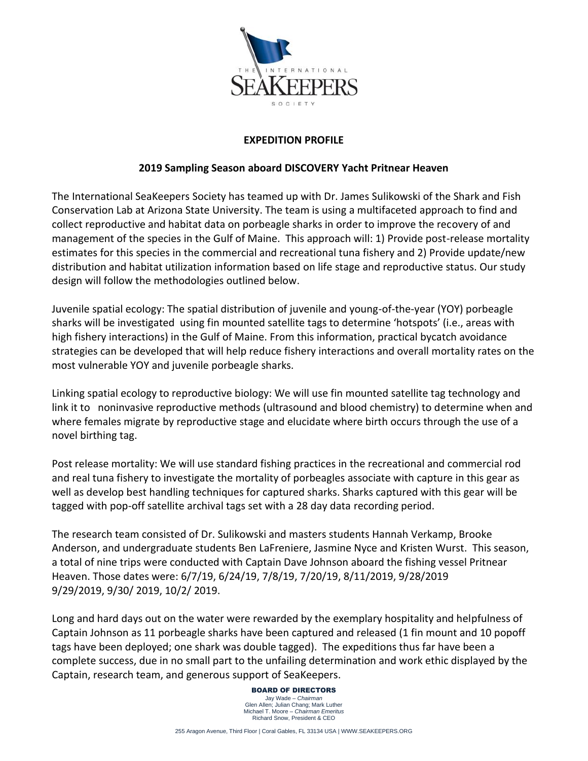**EXPEDITION PROFILE**

**2019 Sampling Season aboard DISCOVERY Yacht Pritnear Heaven**

The International SeaKeepers Society has teamed up with Dr. James Sulikowski of the Shark and Fish Conservation Lab at Arizona State University. The team is using a multifaceted approach to find and collect reproductive and habitat data on porbeagle sharks in order to improve the recovery of and management of the species in the Gulf of Maine. This approach will: 1) Provide post-release mortality estimates for this species in the commercial and recreational tuna fishery and 2) Provide update/new distribution and habitat utilization information based on life stage and reproductive status. Our study design will follow the methodologies outlined below.

Juvenile spatial ecology: The spatial distribution of juvenile and young-of-the-year (YOY) porbeagle sharks will be investigated using fin mounted satellite tags to determine 'hotspots' (i.e., areas with high fishery interactions) in the Gulf of Maine. From this information, practical bycatch avoidance strategies can be developed that will help reduce fishery interactions and overall mortality rates on the most vulnerable YOY and juvenile porbeagle sharks.

Linking spatial ecology to reproductive biology: We will use fin mounted satellite tag technology and link it to noninvasive reproductive methods (ultrasound and blood chemistry) to determine when and where females migrate by reproductive stage and elucidate where birth occurs through the use of a novel birthing tag.

Post release mortality: We will use standard fishing practices in the recreational and commercial rod and real tuna fishery to investigate the mortality of porbeagles associate with capture in this gear as well as develop best handling techniques for captured sharks. Sharks captured with this gear will be tagged with pop-off satellite archival tags set with a 28 day data recording period.

The research team consisted of Dr. Sulikowski and masters students Hannah Verkamp, Brooke Anderson, and undergraduate students Ben LaFreniere, Jasmine Nyce and Kristen Wurst. This season, a total of nine trips were conducted with Captain Dave Johnson aboard the fishing vessel Pritnear Heaven. Those dates were: 6/7/19, 6/24/19, 7/8/19, 7/20/19, 8/11/2019, 9/28/2019 9/29/2019, 9/30/ 2019, 10/2/ 2019.

Long and hard days out on the water were rewarded by the exemplary hospitality and helpfulness of Captain Johnson as 11 porbeagle sharks have been captured and released (1 fin mount and 10 popoff tags have been deployed; one shark was double tagged). The expeditions thus far have been a complete success, due in no small part to the unfailing determination and work ethic displayed by the Captain, research team, and generous support of SeaKeepers.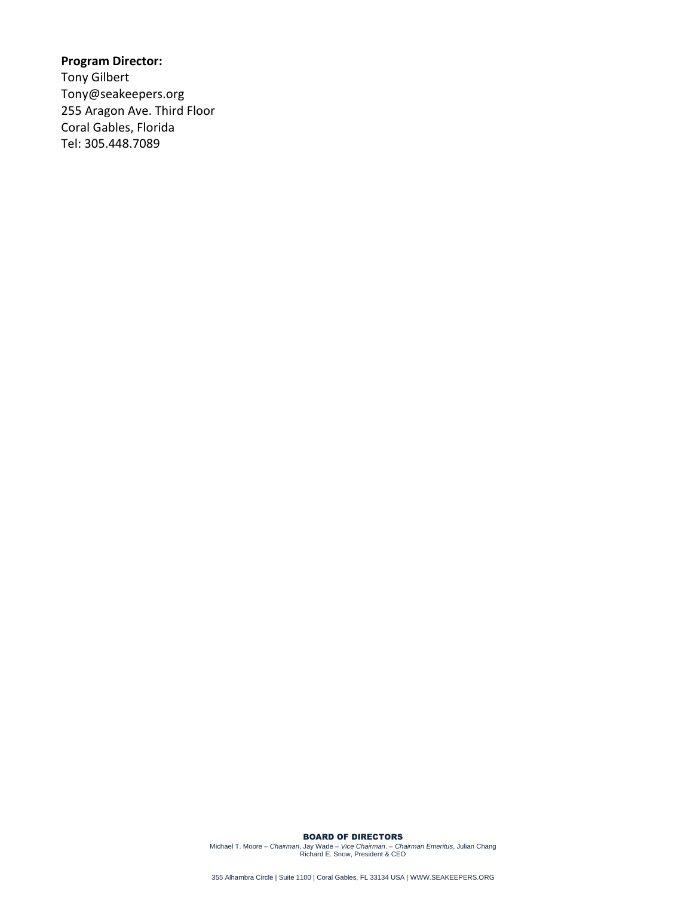**Program Director:**
Tony Gilbert
Tony@seakeepers.org
255 Aragon Ave. Third Floor
Coral Gables, Florida
Tel: 305.448.7089

**BOARD OF DIRECTORS**
Michael T. Moore – *Chairman*, Jay Wade – *Vice Chairman*. – *Chairman Emeritus*, Julian Chang
Richard E. Snow, President & CEO

355 Alhambra Circle | Suite 1100 | Coral Gables, FL 33134 USA | WWW.SEAKEEPERS.ORG